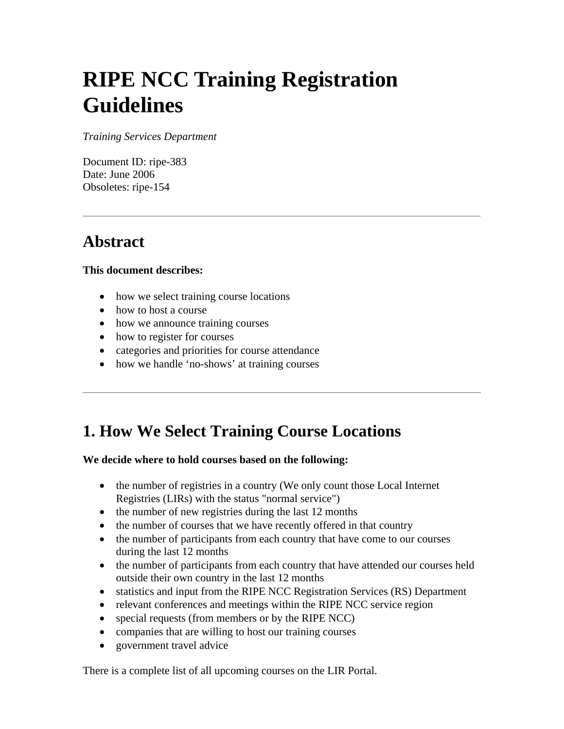# RIPE NCC Training Registration Guidelines

*Training Services Department*

Document ID: ripe-383
Date: June 2006
Obsoletes: ripe-154

---

## Abstract

**This document describes:**

- how we select training course locations
- how to host a course
- how we announce training courses
- how to register for courses
- categories and priorities for course attendance
- how we handle 'no-shows' at training courses

---

## 1. How We Select Training Course Locations

**We decide where to hold courses based on the following:**

- the number of registries in a country (We only count those Local Internet Registries (LIRs) with the status "normal service")
- the number of new registries during the last 12 months
- the number of courses that we have recently offered in that country
- the number of participants from each country that have come to our courses during the last 12 months
- the number of participants from each country that have attended our courses held outside their own country in the last 12 months
- statistics and input from the RIPE NCC Registration Services (RS) Department
- relevant conferences and meetings within the RIPE NCC service region
- special requests (from members or by the RIPE NCC)
- companies that are willing to host our training courses
- government travel advice

There is a complete list of all upcoming courses on the LIR Portal.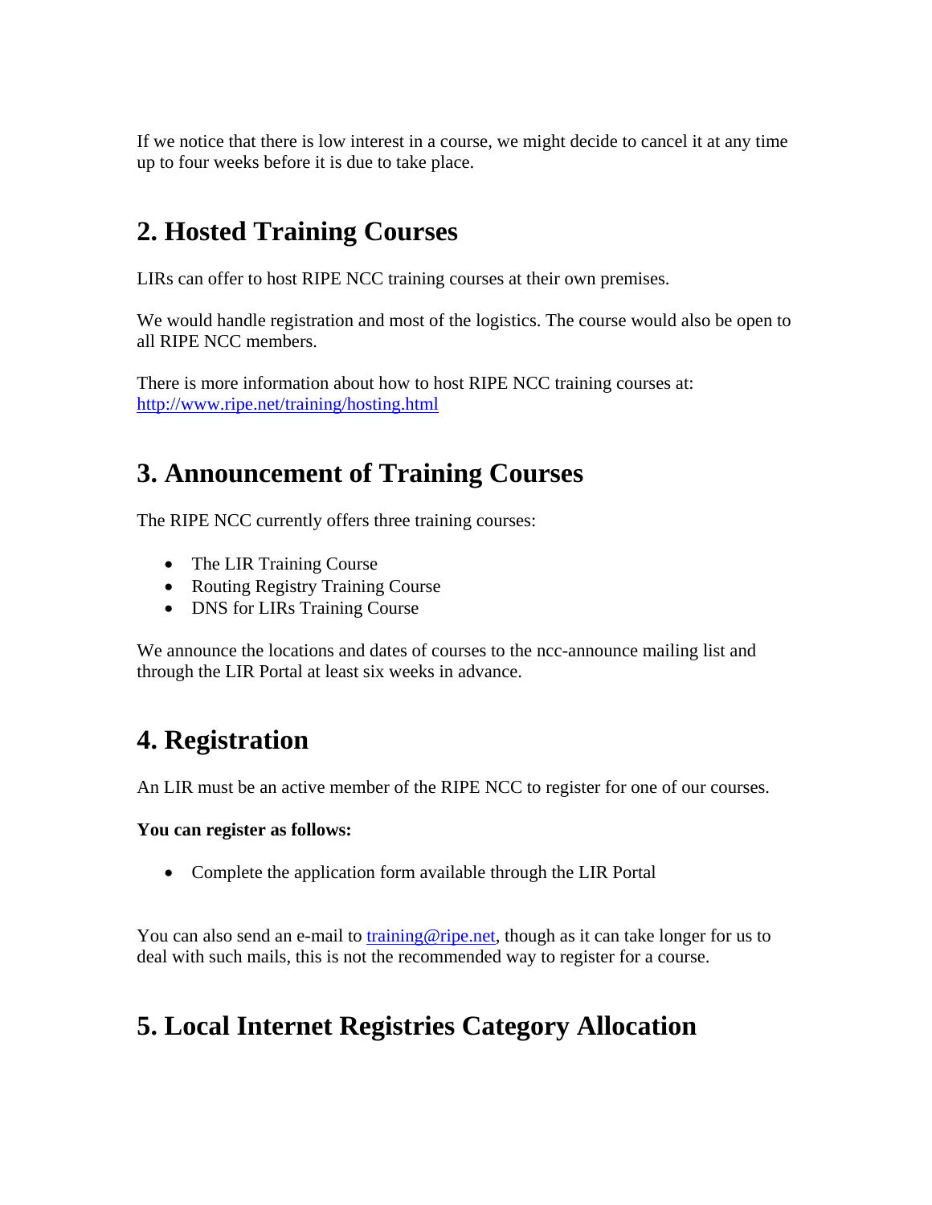If we notice that there is low interest in a course, we might decide to cancel it at any time up to four weeks before it is due to take place.

## 2. Hosted Training Courses

LIRs can offer to host RIPE NCC training courses at their own premises.

We would handle registration and most of the logistics. The course would also be open to all RIPE NCC members.

There is more information about how to host RIPE NCC training courses at:
http://www.ripe.net/training/hosting.html

## 3. Announcement of Training Courses

The RIPE NCC currently offers three training courses:

- The LIR Training Course
- Routing Registry Training Course
- DNS for LIRs Training Course

We announce the locations and dates of courses to the ncc-announce mailing list and through the LIR Portal at least six weeks in advance.

## 4. Registration

An LIR must be an active member of the RIPE NCC to register for one of our courses.

**You can register as follows:**

- Complete the application form available through the LIR Portal

You can also send an e-mail to training@ripe.net, though as it can take longer for us to deal with such mails, this is not the recommended way to register for a course.

## 5. Local Internet Registries Category Allocation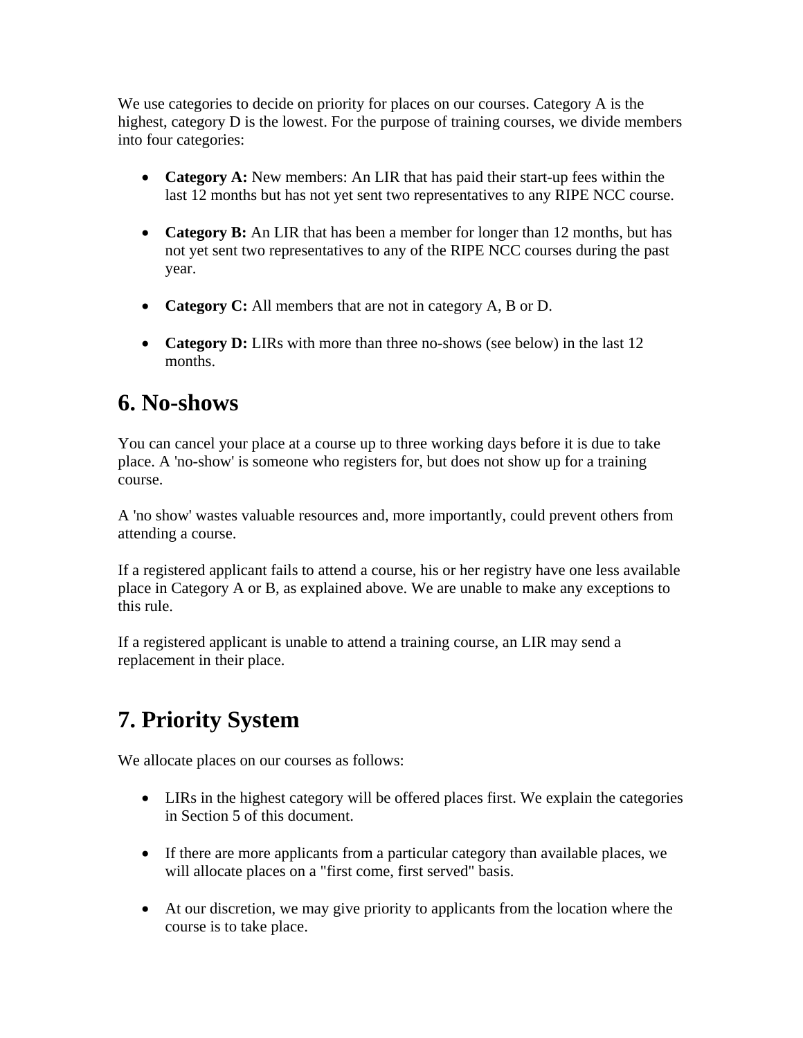We use categories to decide on priority for places on our courses. Category A is the highest, category D is the lowest. For the purpose of training courses, we divide members into four categories:

- **Category A:** New members: An LIR that has paid their start-up fees within the last 12 months but has not yet sent two representatives to any RIPE NCC course.
- **Category B:** An LIR that has been a member for longer than 12 months, but has not yet sent two representatives to any of the RIPE NCC courses during the past year.
- **Category C:** All members that are not in category A, B or D.
- **Category D:** LIRs with more than three no-shows (see below) in the last 12 months.

# 6. No-shows

You can cancel your place at a course up to three working days before it is due to take place. A 'no-show' is someone who registers for, but does not show up for a training course.

A 'no show' wastes valuable resources and, more importantly, could prevent others from attending a course.

If a registered applicant fails to attend a course, his or her registry have one less available place in Category A or B, as explained above. We are unable to make any exceptions to this rule.

If a registered applicant is unable to attend a training course, an LIR may send a replacement in their place.

# 7. Priority System

We allocate places on our courses as follows:

- LIRs in the highest category will be offered places first. We explain the categories in Section 5 of this document.
- If there are more applicants from a particular category than available places, we will allocate places on a "first come, first served" basis.
- At our discretion, we may give priority to applicants from the location where the course is to take place.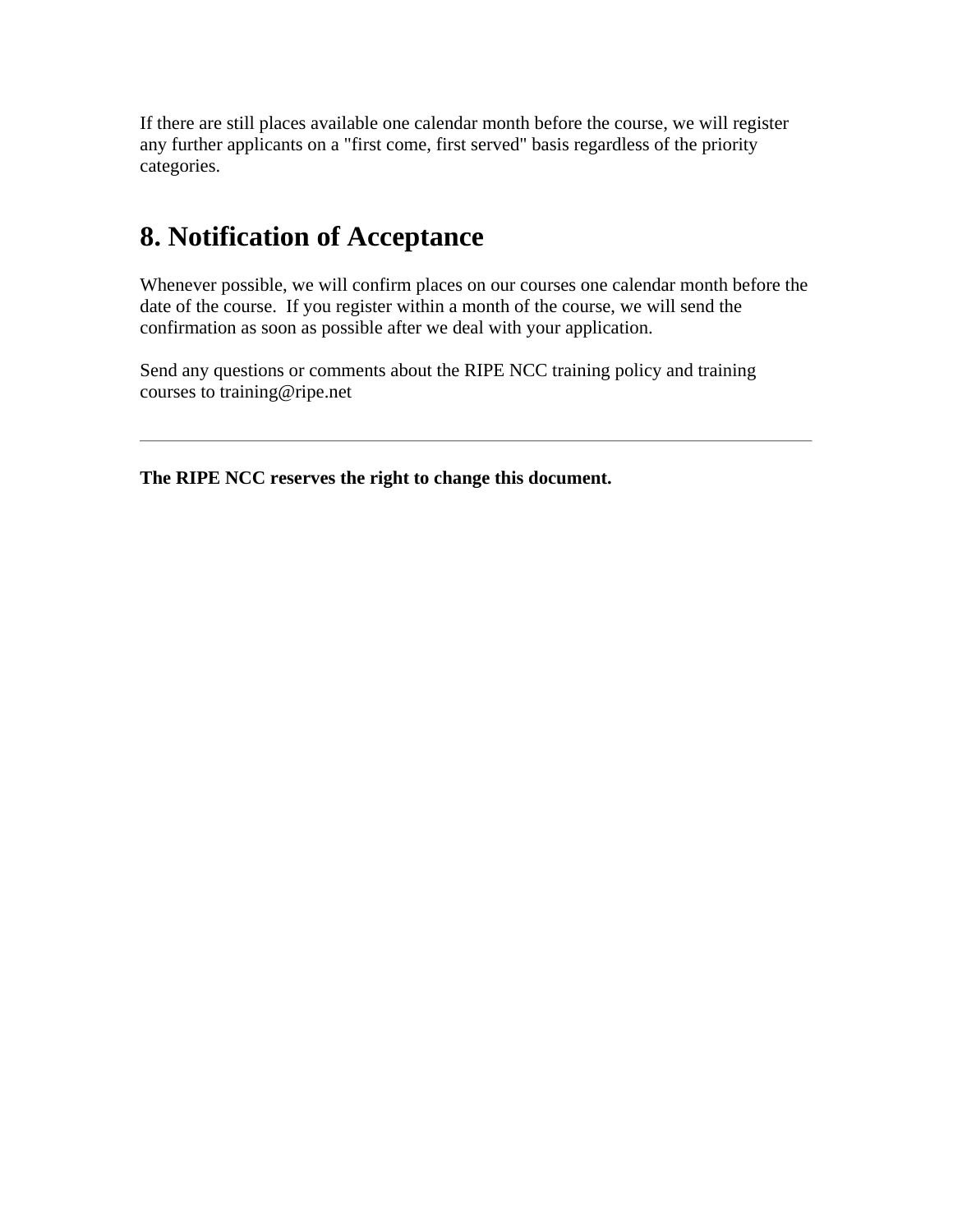If there are still places available one calendar month before the course, we will register any further applicants on a "first come, first served" basis regardless of the priority categories.

## 8. Notification of Acceptance

Whenever possible, we will confirm places on our courses one calendar month before the date of the course. If you register within a month of the course, we will send the confirmation as soon as possible after we deal with your application.

Send any questions or comments about the RIPE NCC training policy and training courses to training@ripe.net

---

**The RIPE NCC reserves the right to change this document.**